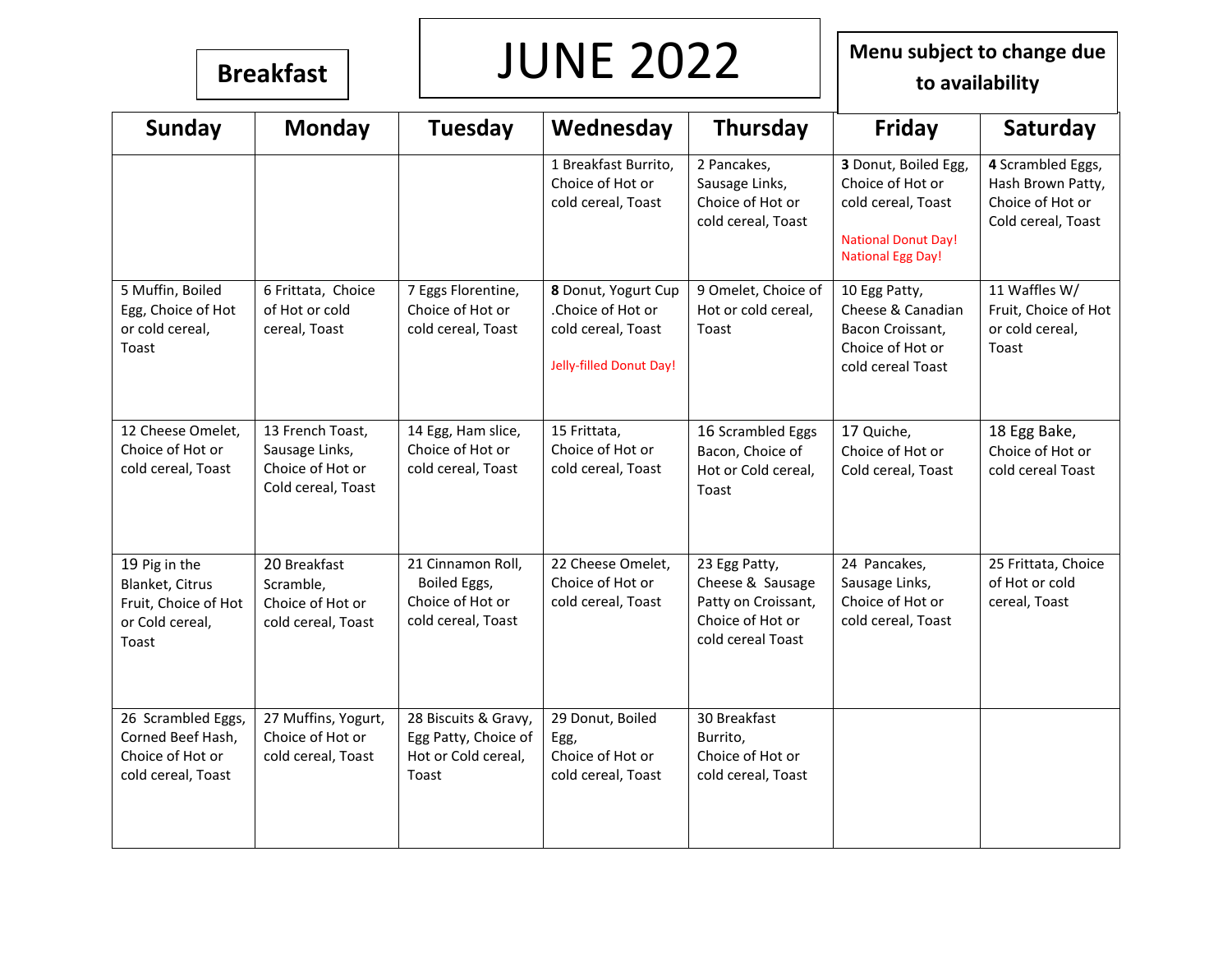**Breakfast**

# JUNE 2022

**Menu subject to change due to availability**

| Sunday | Monday | Tuesday | Wednesday | Thursday | Friday | Saturday |
|---|---|---|---|---|---|---|
| | | | 1 Breakfast Burrito, Choice of Hot or cold cereal, Toast | 2 Pancakes, Sausage Links, Choice of Hot or cold cereal, Toast | **3** Donut, Boiled Egg, Choice of Hot or cold cereal, Toast<br><br>National Donut Day!<br>National Egg Day! | **4** Scrambled Eggs, Hash Brown Patty, Choice of Hot or Cold cereal, Toast |
| 5 Muffin, Boiled Egg, Choice of Hot or cold cereal, Toast | 6 Frittata, Choice of Hot or cold cereal, Toast | 7 Eggs Florentine, Choice of Hot or cold cereal, Toast | **8** Donut, Yogurt Cup .Choice of Hot or cold cereal, Toast<br><br>Jelly-filled Donut Day! | 9 Omelet, Choice of Hot or cold cereal, Toast | 10 Egg Patty, Cheese & Canadian Bacon Croissant, Choice of Hot or cold cereal Toast | 11 Waffles W/ Fruit, Choice of Hot or cold cereal, Toast |
| 12 Cheese Omelet, Choice of Hot or cold cereal, Toast | 13 French Toast, Sausage Links, Choice of Hot or Cold cereal, Toast | 14 Egg, Ham slice, Choice of Hot or cold cereal, Toast | 15 Frittata, Choice of Hot or cold cereal, Toast | 16 Scrambled Eggs Bacon, Choice of Hot or Cold cereal, Toast | 17 Quiche, Choice of Hot or Cold cereal, Toast | 18 Egg Bake, Choice of Hot or cold cereal Toast |
| 19 Pig in the Blanket, Citrus Fruit, Choice of Hot or Cold cereal, Toast | 20 Breakfast Scramble, Choice of Hot or cold cereal, Toast | 21 Cinnamon Roll, Boiled Eggs, Choice of Hot or cold cereal, Toast | 22 Cheese Omelet, Choice of Hot or cold cereal, Toast | 23 Egg Patty, Cheese & Sausage Patty on Croissant, Choice of Hot or cold cereal Toast | 24 Pancakes, Sausage Links, Choice of Hot or cold cereal, Toast | 25 Frittata, Choice of Hot or cold cereal, Toast |
| 26 Scrambled Eggs, Corned Beef Hash, Choice of Hot or cold cereal, Toast | 27 Muffins, Yogurt, Choice of Hot or cold cereal, Toast | 28 Biscuits & Gravy, Egg Patty, Choice of Hot or Cold cereal, Toast | 29 Donut, Boiled Egg, Choice of Hot or cold cereal, Toast | 30 Breakfast Burrito, Choice of Hot or cold cereal, Toast | | |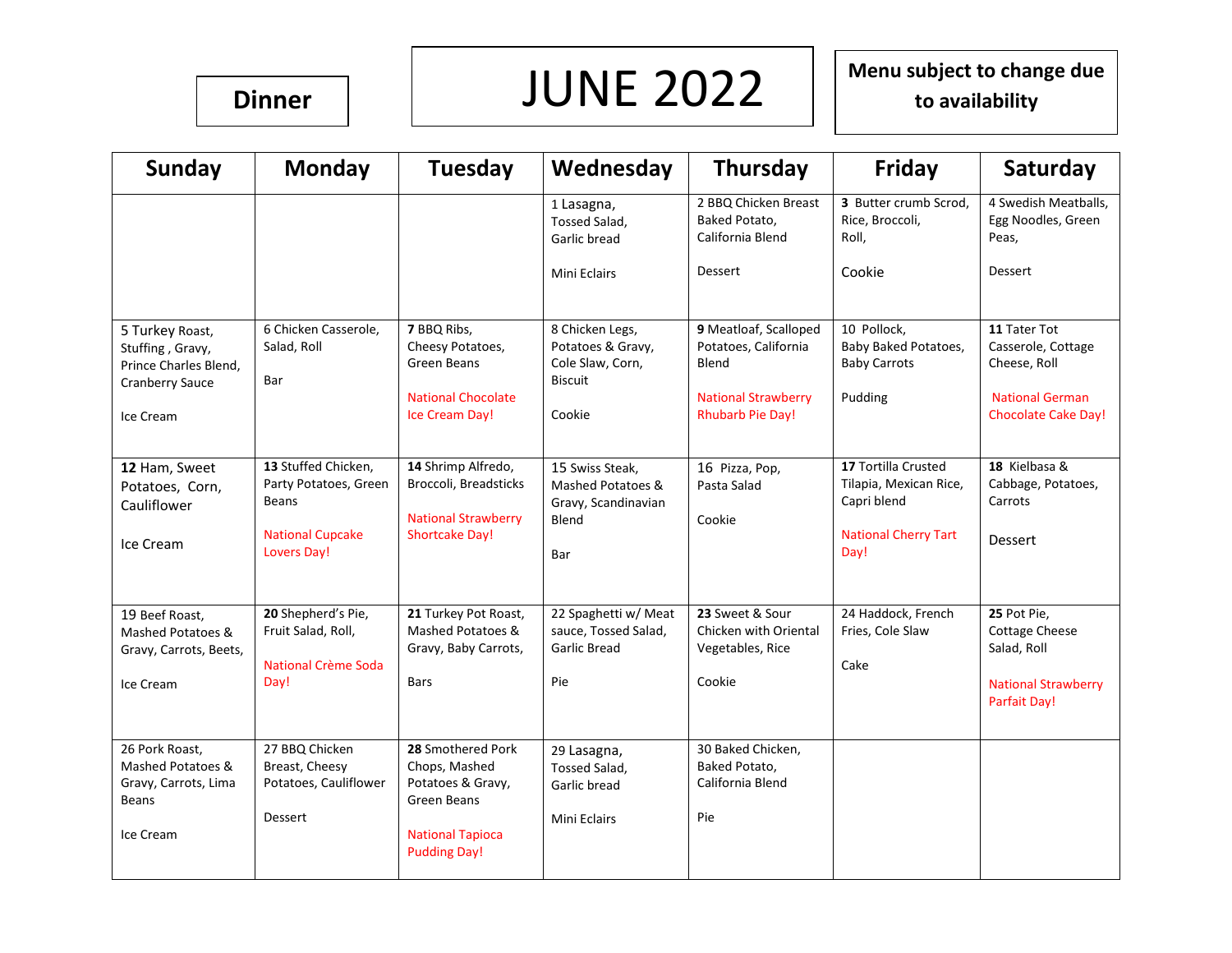**Dinner**

# JUNE 2022

**Menu subject to change due to availability**

| Sunday | Monday | Tuesday | Wednesday | Thursday | Friday | Saturday |
|---|---|---|---|---|---|---|
| | | | 1 Lasagna, Tossed Salad, Garlic bread<br><br>Mini Eclairs | 2 BBQ Chicken Breast Baked Potato, California Blend<br><br>Dessert | **3** Butter crumb Scrod, Rice, Broccoli, Roll,<br><br>Cookie | 4 Swedish Meatballs, Egg Noodles, Green Peas,<br><br>Dessert |
| 5 Turkey Roast, Stuffing , Gravy, Prince Charles Blend, Cranberry Sauce<br><br>Ice Cream | 6 Chicken Casserole, Salad, Roll<br><br>Bar | **7** BBQ Ribs, Cheesy Potatoes, Green Beans<br><br>National Chocolate Ice Cream Day! | 8 Chicken Legs, Potatoes & Gravy, Cole Slaw, Corn, Biscuit<br><br>Cookie | **9** Meatloaf, Scalloped Potatoes, California Blend<br><br>National Strawberry Rhubarb Pie Day! | 10 Pollock, Baby Baked Potatoes, Baby Carrots<br><br>Pudding | **11** Tater Tot Casserole, Cottage Cheese, Roll<br><br>National German Chocolate Cake Day! |
| **12** Ham, Sweet Potatoes, Corn, Cauliflower<br><br>Ice Cream | **13** Stuffed Chicken, Party Potatoes, Green Beans<br><br>National Cupcake Lovers Day! | **14** Shrimp Alfredo, Broccoli, Breadsticks<br><br>National Strawberry Shortcake Day! | 15 Swiss Steak, Mashed Potatoes & Gravy, Scandinavian Blend<br><br>Bar | 16 Pizza, Pop, Pasta Salad<br><br>Cookie | **17** Tortilla Crusted Tilapia, Mexican Rice, Capri blend<br><br>National Cherry Tart Day! | **18** Kielbasa & Cabbage, Potatoes, Carrots<br><br>Dessert |
| 19 Beef Roast, Mashed Potatoes & Gravy, Carrots, Beets,<br><br>Ice Cream | **20** Shepherd's Pie, Fruit Salad, Roll,<br><br>National Crème Soda Day! | **21** Turkey Pot Roast, Mashed Potatoes & Gravy, Baby Carrots,<br><br>Bars | 22 Spaghetti w/ Meat sauce, Tossed Salad, Garlic Bread<br><br>Pie | **23** Sweet & Sour Chicken with Oriental Vegetables, Rice<br><br>Cookie | 24 Haddock, French Fries, Cole Slaw<br><br>Cake | **25** Pot Pie, Cottage Cheese Salad, Roll<br><br>National Strawberry Parfait Day! |
| 26 Pork Roast, Mashed Potatoes & Gravy, Carrots, Lima Beans<br><br>Ice Cream | 27 BBQ Chicken Breast, Cheesy Potatoes, Cauliflower<br><br>Dessert | **28** Smothered Pork Chops, Mashed Potatoes & Gravy, Green Beans<br><br>National Tapioca Pudding Day! | 29 Lasagna, Tossed Salad, Garlic bread<br><br>Mini Eclairs | 30 Baked Chicken, Baked Potato, California Blend<br><br>Pie | | |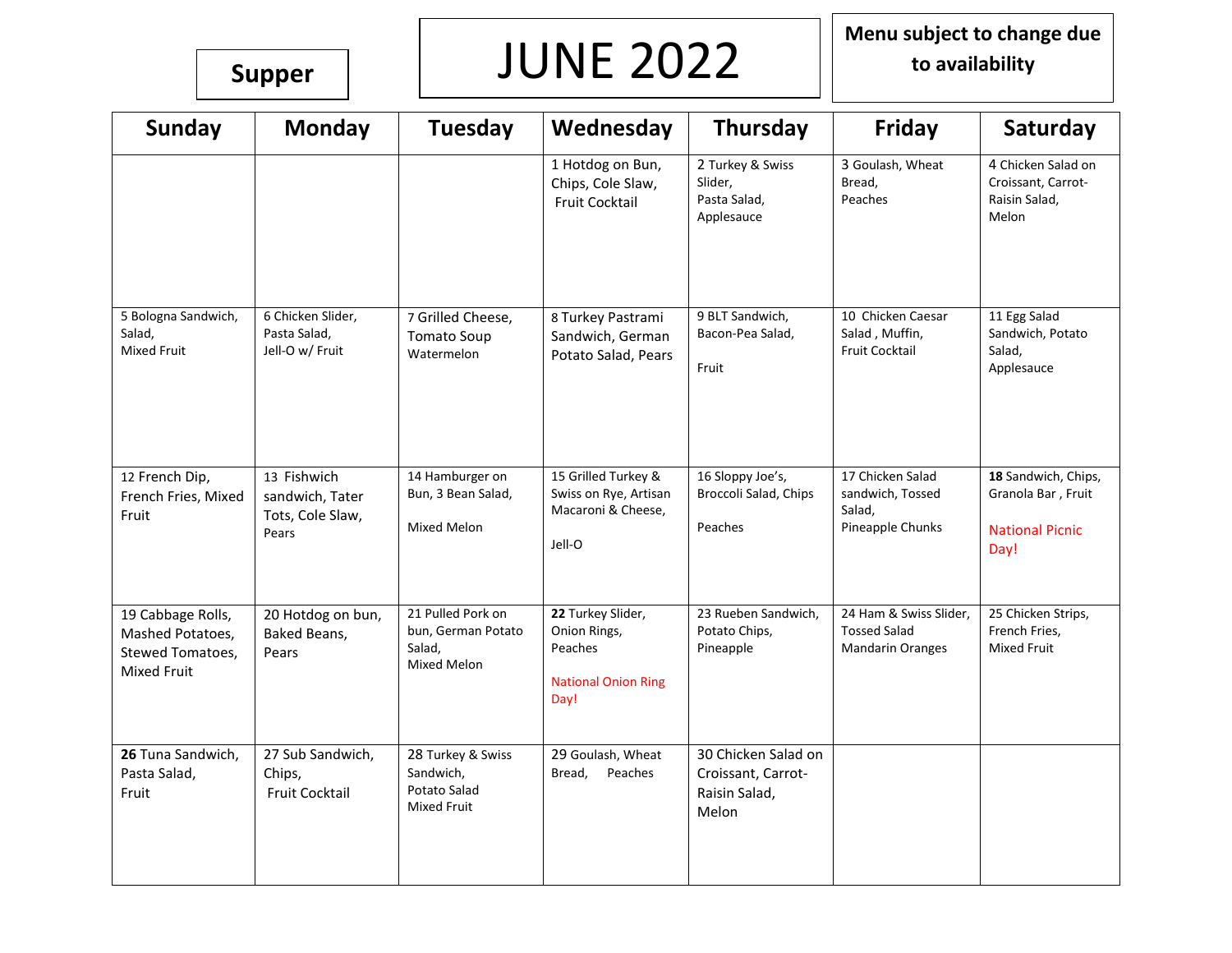**Supper**

# JUNE 2022

**Menu subject to change due to availability**

| Sunday | Monday | Tuesday | Wednesday | Thursday | Friday | Saturday |
|---|---|---|---|---|---|---|
| | | | 1 Hotdog on Bun, Chips, Cole Slaw, Fruit Cocktail | 2 Turkey & Swiss Slider, Pasta Salad, Applesauce | 3 Goulash, Wheat Bread, Peaches | 4 Chicken Salad on Croissant, Carrot-Raisin Salad, Melon |
| 5 Bologna Sandwich, Salad, Mixed Fruit | 6 Chicken Slider, Pasta Salad, Jell-O w/ Fruit | 7 Grilled Cheese, Tomato Soup Watermelon | 8 Turkey Pastrami Sandwich, German Potato Salad, Pears | 9 BLT Sandwich, Bacon-Pea Salad, Fruit | 10 Chicken Caesar Salad , Muffin, Fruit Cocktail | 11 Egg Salad Sandwich, Potato Salad, Applesauce |
| 12 French Dip, French Fries, Mixed Fruit | 13 Fishwich sandwich, Tater Tots, Cole Slaw, Pears | 14 Hamburger on Bun, 3 Bean Salad, Mixed Melon | 15 Grilled Turkey & Swiss on Rye, Artisan Macaroni & Cheese, Jell-O | 16 Sloppy Joe's, Broccoli Salad, Chips Peaches | 17 Chicken Salad sandwich, Tossed Salad, Pineapple Chunks | **18** Sandwich, Chips, Granola Bar , Fruit National Picnic Day! |
| 19 Cabbage Rolls, Mashed Potatoes, Stewed Tomatoes, Mixed Fruit | 20 Hotdog on bun, Baked Beans, Pears | 21 Pulled Pork on bun, German Potato Salad, Mixed Melon | **22** Turkey Slider, Onion Rings, Peaches National Onion Ring Day! | 23 Rueben Sandwich, Potato Chips, Pineapple | 24 Ham & Swiss Slider, Tossed Salad Mandarin Oranges | 25 Chicken Strips, French Fries, Mixed Fruit |
| **26** Tuna Sandwich, Pasta Salad, Fruit | 27 Sub Sandwich, Chips, Fruit Cocktail | 28 Turkey & Swiss Sandwich, Potato Salad Mixed Fruit | 29 Goulash, Wheat Bread, Peaches | 30 Chicken Salad on Croissant, Carrot-Raisin Salad, Melon | | |